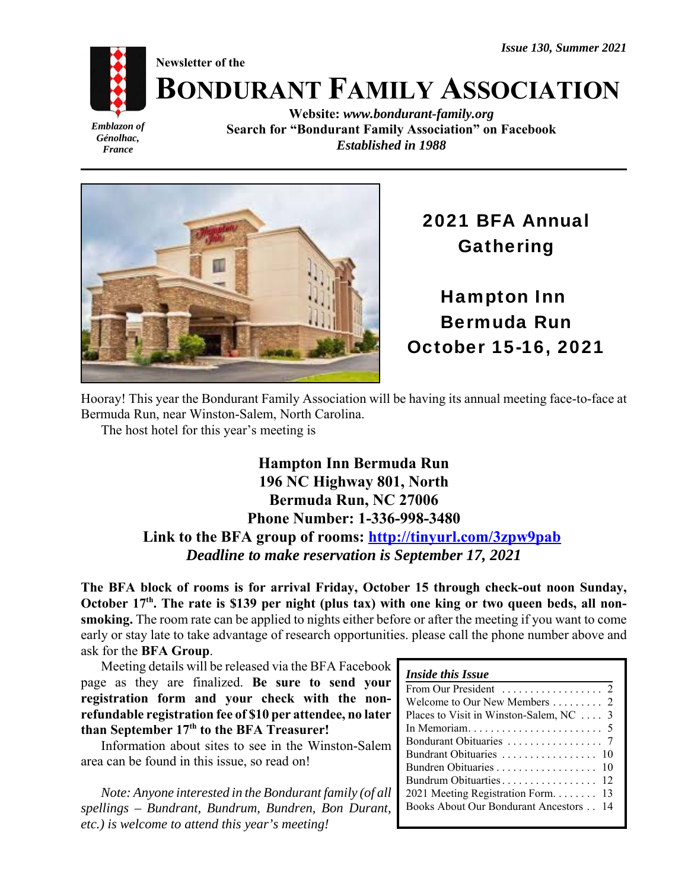*Issue 130, Summer 2021*

*Emblazon of Génolhac, France*

Newsletter of the

# BONDURANT FAMILY ASSOCIATION

**Website:** ***www.bondurant-family.org***
**Search for "Bondurant Family Association" on Facebook**
***Established in 1988***

## 2021 BFA Annual Gathering

## Hampton Inn Bermuda Run October 15-16, 2021

Hooray! This year the Bondurant Family Association will be having its annual meeting face-to-face at Bermuda Run, near Winston-Salem, North Carolina.

The host hotel for this year's meeting is

**Hampton Inn Bermuda Run**
**196 NC Highway 801, North**
**Bermuda Run, NC 27006**
**Phone Number: 1-336-998-3480**
**Link to the BFA group of rooms: http://tinyurl.com/3zpw9pab**
***Deadline to make reservation is September 17, 2021***

**The BFA block of rooms is for arrival Friday, October 15 through check-out noon Sunday, October 17th. The rate is $139 per night (plus tax) with one king or two queen beds, all non-smoking.** The room rate can be applied to nights either before or after the meeting if you want to come early or stay late to take advantage of research opportunities. please call the phone number above and ask for the **BFA Group**.

Meeting details will be released via the BFA Facebook page as they are finalized. **Be sure to send your registration form and your check with the non-refundable registration fee of $10 per attendee, no later than September 17th to the BFA Treasurer!**

Information about sites to see in the Winston-Salem area can be found in this issue, so read on!

*Note: Anyone interested in the Bondurant family (of all spellings – Bundrant, Bundrum, Bundren, Bon Durant, etc.) is welcome to attend this year's meeting!*

***Inside this Issue***

| | |
|---|---|
| From Our President | 2 |
| Welcome to Our New Members | 2 |
| Places to Visit in Winston-Salem, NC | 3 |
| In Memoriam | 5 |
| Bondurant Obituaries | 7 |
| Bundrant Obituaries | 10 |
| Bundren Obituaries | 10 |
| Bundrum Obituarties | 12 |
| 2021 Meeting Registration Form | 13 |
| Books About Our Bondurant Ancestors | 14 |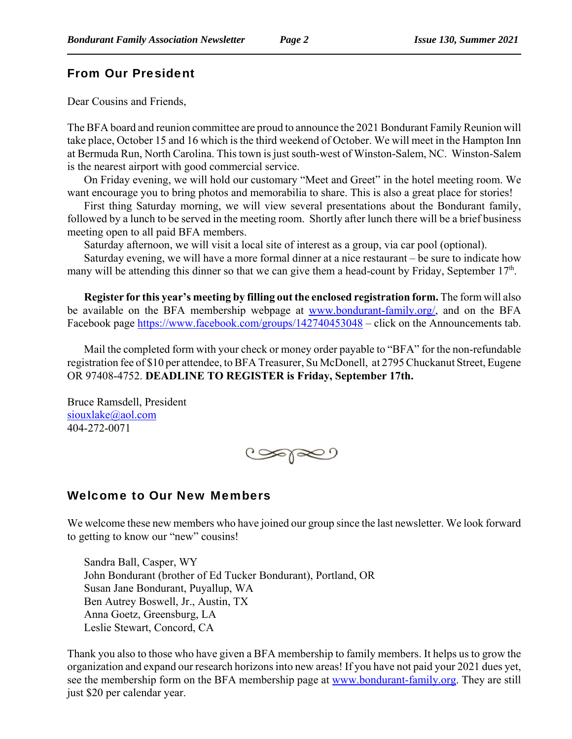## From Our President

Dear Cousins and Friends,

The BFA board and reunion committee are proud to announce the 2021 Bondurant Family Reunion will take place, October 15 and 16 which is the third weekend of October. We will meet in the Hampton Inn at Bermuda Run, North Carolina. This town is just south-west of Winston-Salem, NC. Winston-Salem is the nearest airport with good commercial service.

On Friday evening, we will hold our customary "Meet and Greet" in the hotel meeting room. We want encourage you to bring photos and memorabilia to share. This is also a great place for stories!

First thing Saturday morning, we will view several presentations about the Bondurant family, followed by a lunch to be served in the meeting room. Shortly after lunch there will be a brief business meeting open to all paid BFA members.

Saturday afternoon, we will visit a local site of interest as a group, via car pool (optional).

Saturday evening, we will have a more formal dinner at a nice restaurant – be sure to indicate how many will be attending this dinner so that we can give them a head-count by Friday, September 17th.

**Register for this year's meeting by filling out the enclosed registration form.** The form will also be available on the BFA membership webpage at www.bondurant-family.org/, and on the BFA Facebook page https://www.facebook.com/groups/142740453048 – click on the Announcements tab.

Mail the completed form with your check or money order payable to "BFA" for the non-refundable registration fee of $10 per attendee, to BFA Treasurer, Su McDonell, at 2795 Chuckanut Street, Eugene OR 97408-4752. **DEADLINE TO REGISTER is Friday, September 17th.**

Bruce Ramsdell, President
siouxlake@aol.com
404-272-0071

## Welcome to Our New Members

We welcome these new members who have joined our group since the last newsletter. We look forward to getting to know our "new" cousins!

Sandra Ball, Casper, WY
John Bondurant (brother of Ed Tucker Bondurant), Portland, OR
Susan Jane Bondurant, Puyallup, WA
Ben Autrey Boswell, Jr., Austin, TX
Anna Goetz, Greensburg, LA
Leslie Stewart, Concord, CA

Thank you also to those who have given a BFA membership to family members. It helps us to grow the organization and expand our research horizons into new areas! If you have not paid your 2021 dues yet, see the membership form on the BFA membership page at www.bondurant-family.org. They are still just $20 per calendar year.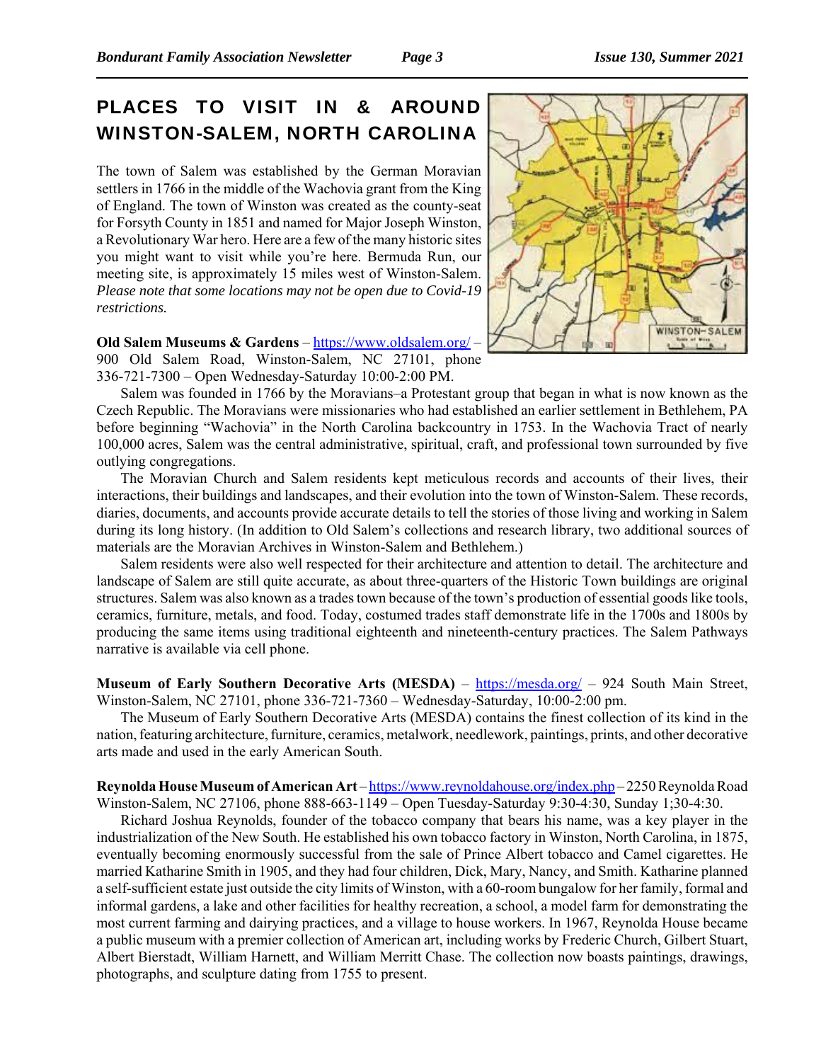# PLACES TO VISIT IN & AROUND WINSTON-SALEM, NORTH CAROLINA

The town of Salem was established by the German Moravian settlers in 1766 in the middle of the Wachovia grant from the King of England. The town of Winston was created as the county-seat for Forsyth County in 1851 and named for Major Joseph Winston, a Revolutionary War hero. Here are a few of the many historic sites you might want to visit while you're here. Bermuda Run, our meeting site, is approximately 15 miles west of Winston-Salem. *Please note that some locations may not be open due to Covid-19 restrictions.*

**Old Salem Museums & Gardens** – https://www.oldsalem.org/ – 900 Old Salem Road, Winston-Salem, NC 27101, phone 336-721-7300 – Open Wednesday-Saturday 10:00-2:00 PM.

Salem was founded in 1766 by the Moravians–a Protestant group that began in what is now known as the Czech Republic. The Moravians were missionaries who had established an earlier settlement in Bethlehem, PA before beginning "Wachovia" in the North Carolina backcountry in 1753. In the Wachovia Tract of nearly 100,000 acres, Salem was the central administrative, spiritual, craft, and professional town surrounded by five outlying congregations.

The Moravian Church and Salem residents kept meticulous records and accounts of their lives, their interactions, their buildings and landscapes, and their evolution into the town of Winston-Salem. These records, diaries, documents, and accounts provide accurate details to tell the stories of those living and working in Salem during its long history. (In addition to Old Salem's collections and research library, two additional sources of materials are the Moravian Archives in Winston-Salem and Bethlehem.)

Salem residents were also well respected for their architecture and attention to detail. The architecture and landscape of Salem are still quite accurate, as about three-quarters of the Historic Town buildings are original structures. Salem was also known as a trades town because of the town's production of essential goods like tools, ceramics, furniture, metals, and food. Today, costumed trades staff demonstrate life in the 1700s and 1800s by producing the same items using traditional eighteenth and nineteenth-century practices. The Salem Pathways narrative is available via cell phone.

**Museum of Early Southern Decorative Arts (MESDA)** – https://mesda.org/ – 924 South Main Street, Winston-Salem, NC 27101, phone 336-721-7360 – Wednesday-Saturday, 10:00-2:00 pm.

The Museum of Early Southern Decorative Arts (MESDA) contains the finest collection of its kind in the nation, featuring architecture, furniture, ceramics, metalwork, needlework, paintings, prints, and other decorative arts made and used in the early American South.

**Reynolda House Museum of American Art** – https://www.reynoldahouse.org/index.php – 2250 Reynolda Road Winston-Salem, NC 27106, phone 888-663-1149 – Open Tuesday-Saturday 9:30-4:30, Sunday 1;30-4:30.

Richard Joshua Reynolds, founder of the tobacco company that bears his name, was a key player in the industrialization of the New South. He established his own tobacco factory in Winston, North Carolina, in 1875, eventually becoming enormously successful from the sale of Prince Albert tobacco and Camel cigarettes. He married Katharine Smith in 1905, and they had four children, Dick, Mary, Nancy, and Smith. Katharine planned a self-sufficient estate just outside the city limits of Winston, with a 60-room bungalow for her family, formal and informal gardens, a lake and other facilities for healthy recreation, a school, a model farm for demonstrating the most current farming and dairying practices, and a village to house workers. In 1967, Reynolda House became a public museum with a premier collection of American art, including works by Frederic Church, Gilbert Stuart, Albert Bierstadt, William Harnett, and William Merritt Chase. The collection now boasts paintings, drawings, photographs, and sculpture dating from 1755 to present.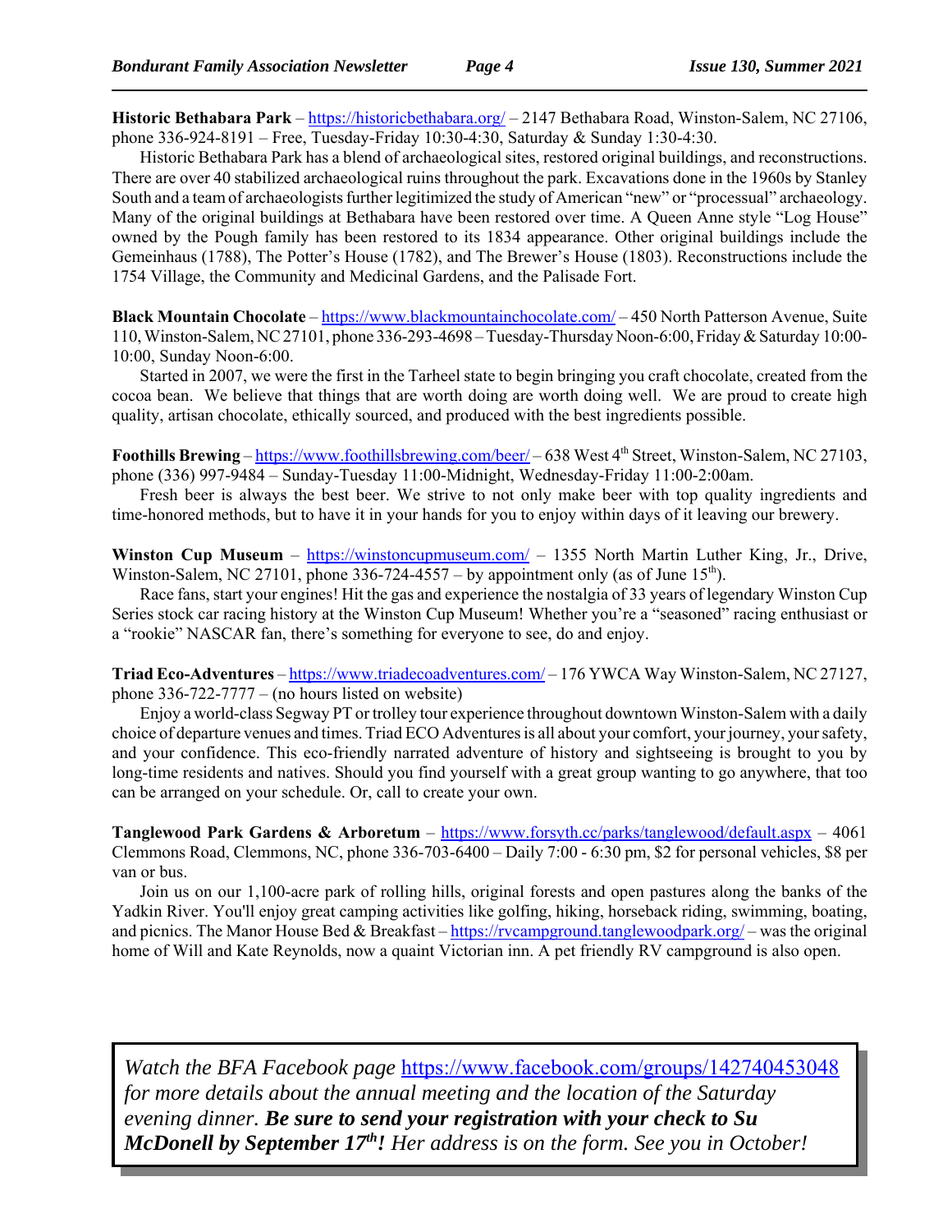**Historic Bethabara Park** – https://historicbethabara.org/ – 2147 Bethabara Road, Winston-Salem, NC 27106, phone 336-924-8191 – Free, Tuesday-Friday 10:30-4:30, Saturday & Sunday 1:30-4:30.

Historic Bethabara Park has a blend of archaeological sites, restored original buildings, and reconstructions. There are over 40 stabilized archaeological ruins throughout the park. Excavations done in the 1960s by Stanley South and a team of archaeologists further legitimized the study of American "new" or "processual" archaeology. Many of the original buildings at Bethabara have been restored over time. A Queen Anne style "Log House" owned by the Pough family has been restored to its 1834 appearance. Other original buildings include the Gemeinhaus (1788), The Potter's House (1782), and The Brewer's House (1803). Reconstructions include the 1754 Village, the Community and Medicinal Gardens, and the Palisade Fort.

**Black Mountain Chocolate** – https://www.blackmountainchocolate.com/ – 450 North Patterson Avenue, Suite 110, Winston-Salem, NC 27101, phone 336-293-4698 – Tuesday-Thursday Noon-6:00, Friday & Saturday 10:00-10:00, Sunday Noon-6:00.

Started in 2007, we were the first in the Tarheel state to begin bringing you craft chocolate, created from the cocoa bean. We believe that things that are worth doing are worth doing well. We are proud to create high quality, artisan chocolate, ethically sourced, and produced with the best ingredients possible.

**Foothills Brewing** – https://www.foothillsbrewing.com/beer/ – 638 West 4th Street, Winston-Salem, NC 27103, phone (336) 997-9484 – Sunday-Tuesday 11:00-Midnight, Wednesday-Friday 11:00-2:00am.

Fresh beer is always the best beer. We strive to not only make beer with top quality ingredients and time-honored methods, but to have it in your hands for you to enjoy within days of it leaving our brewery.

**Winston Cup Museum** – https://winstoncupmuseum.com/ – 1355 North Martin Luther King, Jr., Drive, Winston-Salem, NC 27101, phone 336-724-4557 – by appointment only (as of June 15th).

Race fans, start your engines! Hit the gas and experience the nostalgia of 33 years of legendary Winston Cup Series stock car racing history at the Winston Cup Museum! Whether you're a "seasoned" racing enthusiast or a "rookie" NASCAR fan, there's something for everyone to see, do and enjoy.

**Triad Eco-Adventures** – https://www.triadecoadventures.com/ – 176 YWCA Way Winston-Salem, NC 27127, phone 336-722-7777 – (no hours listed on website)

Enjoy a world-class Segway PT or trolley tour experience throughout downtown Winston-Salem with a daily choice of departure venues and times. Triad ECO Adventures is all about your comfort, your journey, your safety, and your confidence. This eco-friendly narrated adventure of history and sightseeing is brought to you by long-time residents and natives. Should you find yourself with a great group wanting to go anywhere, that too can be arranged on your schedule. Or, call to create your own.

**Tanglewood Park Gardens & Arboretum** – https://www.forsyth.cc/parks/tanglewood/default.aspx – 4061 Clemmons Road, Clemmons, NC, phone 336-703-6400 – Daily 7:00 - 6:30 pm, $2 for personal vehicles, $8 per van or bus.

Join us on our 1,100-acre park of rolling hills, original forests and open pastures along the banks of the Yadkin River. You'll enjoy great camping activities like golfing, hiking, horseback riding, swimming, boating, and picnics. The Manor House Bed & Breakfast – https://rvcampground.tanglewoodpark.org/ – was the original home of Will and Kate Reynolds, now a quaint Victorian inn. A pet friendly RV campground is also open.

*Watch the BFA Facebook page* https://www.facebook.com/groups/142740453048 *for more details about the annual meeting and the location of the Saturday evening dinner.* ***Be sure to send your registration with your check to Su McDonell by September 17th!*** *Her address is on the form. See you in October!*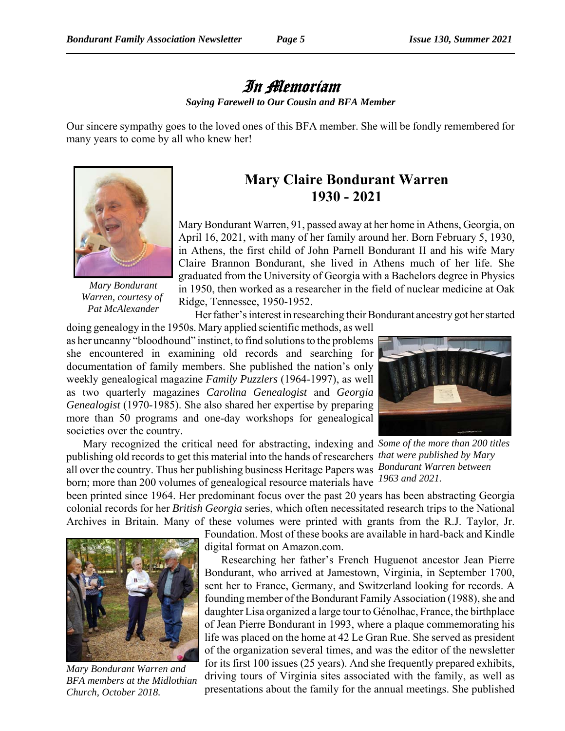# In Memoriam

*Saying Farewell to Our Cousin and BFA Member*

Our sincere sympathy goes to the loved ones of this BFA member. She will be fondly remembered for many years to come by all who knew her!

*Mary Bondurant Warren, courtesy of Pat McAlexander*

## Mary Claire Bondurant Warren
## 1930 - 2021

Mary Bondurant Warren, 91, passed away at her home in Athens, Georgia, on April 16, 2021, with many of her family around her. Born February 5, 1930, in Athens, the first child of John Parnell Bondurant II and his wife Mary Claire Brannon Bondurant, she lived in Athens much of her life. She graduated from the University of Georgia with a Bachelors degree in Physics in 1950, then worked as a researcher in the field of nuclear medicine at Oak Ridge, Tennessee, 1950-1952.

Her father's interest in researching their Bondurant ancestry got her started doing genealogy in the 1950s. Mary applied scientific methods, as well as her uncanny "bloodhound" instinct, to find solutions to the problems she encountered in examining old records and searching for documentation of family members. She published the nation's only weekly genealogical magazine *Family Puzzlers* (1964-1997), as well as two quarterly magazines *Carolina Genealogist* and *Georgia Genealogist* (1970-1985). She also shared her expertise by preparing more than 50 programs and one-day workshops for genealogical societies over the country.

*Some of the more than 200 titles that were published by Mary Bondurant Warren between 1963 and 2021.*

Mary recognized the critical need for abstracting, indexing and publishing old records to get this material into the hands of researchers all over the country. Thus her publishing business Heritage Papers was born; more than 200 volumes of genealogical resource materials have been printed since 1964. Her predominant focus over the past 20 years has been abstracting Georgia colonial records for her *British Georgia* series, which often necessitated research trips to the National Archives in Britain. Many of these volumes were printed with grants from the R.J. Taylor, Jr. Foundation. Most of these books are available in hard-back and Kindle digital format on Amazon.com.

*Mary Bondurant Warren and BFA members at the Midlothian Church, October 2018.*

Researching her father's French Huguenot ancestor Jean Pierre Bondurant, who arrived at Jamestown, Virginia, in September 1700, sent her to France, Germany, and Switzerland looking for records. A founding member of the Bondurant Family Association (1988), she and daughter Lisa organized a large tour to Génolhac, France, the birthplace of Jean Pierre Bondurant in 1993, where a plaque commemorating his life was placed on the home at 42 Le Gran Rue. She served as president of the organization several times, and was the editor of the newsletter for its first 100 issues (25 years). And she frequently prepared exhibits, driving tours of Virginia sites associated with the family, as well as presentations about the family for the annual meetings. She published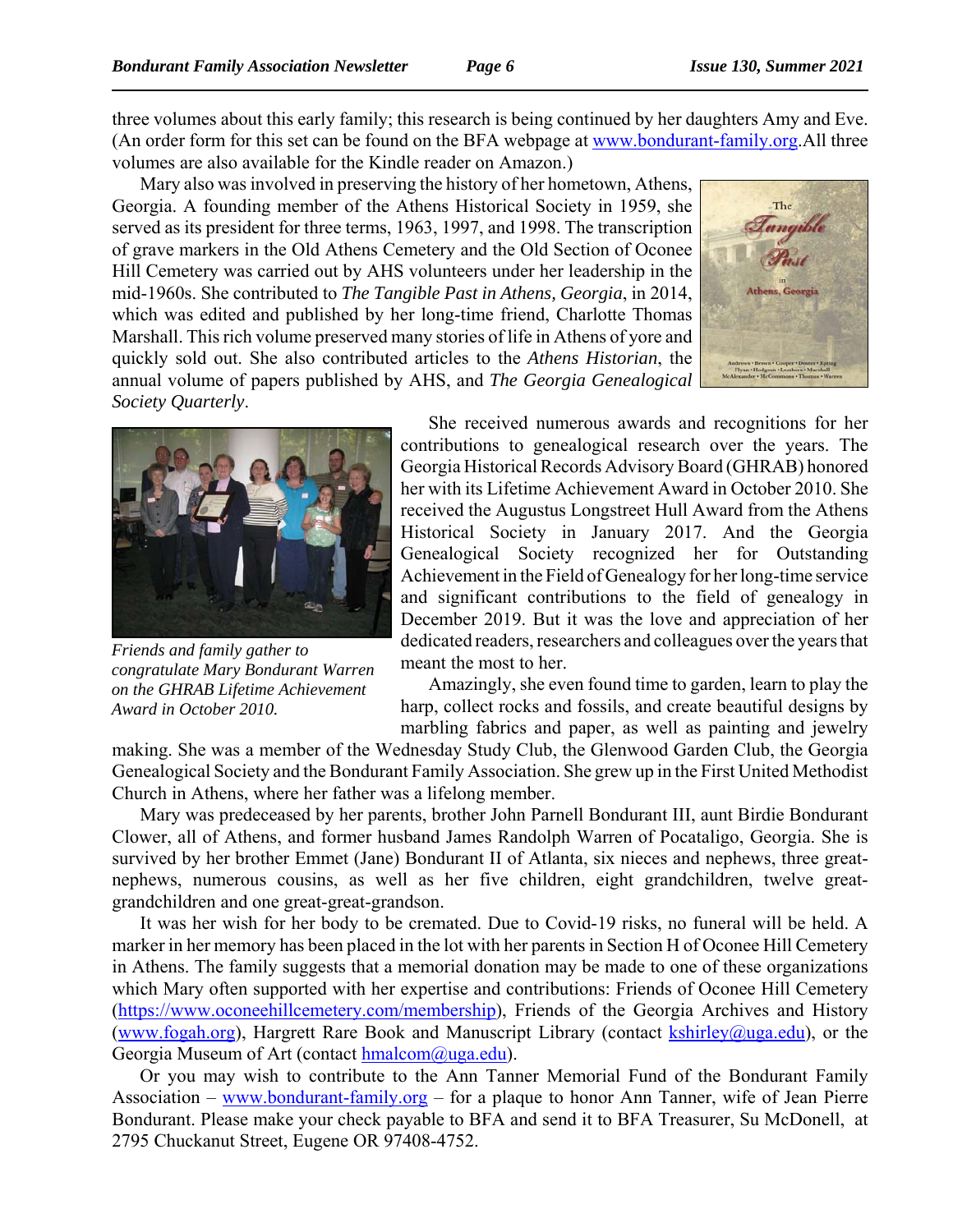three volumes about this early family; this research is being continued by her daughters Amy and Eve. (An order form for this set can be found on the BFA webpage at [www.bondurant-family.org](http://www.bondurant-family.org).All three volumes are also available for the Kindle reader on Amazon.)

Mary also was involved in preserving the history of her hometown, Athens, Georgia. A founding member of the Athens Historical Society in 1959, she served as its president for three terms, 1963, 1997, and 1998. The transcription of grave markers in the Old Athens Cemetery and the Old Section of Oconee Hill Cemetery was carried out by AHS volunteers under her leadership in the mid-1960s. She contributed to *The Tangible Past in Athens, Georgia*, in 2014, which was edited and published by her long-time friend, Charlotte Thomas Marshall. This rich volume preserved many stories of life in Athens of yore and quickly sold out. She also contributed articles to the *Athens Historian*, the annual volume of papers published by AHS, and *The Georgia Genealogical Society Quarterly*.

*Friends and family gather to congratulate Mary Bondurant Warren on the GHRAB Lifetime Achievement Award in October 2010.*

She received numerous awards and recognitions for her contributions to genealogical research over the years. The Georgia Historical Records Advisory Board (GHRAB) honored her with its Lifetime Achievement Award in October 2010. She received the Augustus Longstreet Hull Award from the Athens Historical Society in January 2017. And the Georgia Genealogical Society recognized her for Outstanding Achievement in the Field of Genealogy for her long-time service and significant contributions to the field of genealogy in December 2019. But it was the love and appreciation of her dedicated readers, researchers and colleagues over the years that meant the most to her.

Amazingly, she even found time to garden, learn to play the harp, collect rocks and fossils, and create beautiful designs by marbling fabrics and paper, as well as painting and jewelry making. She was a member of the Wednesday Study Club, the Glenwood Garden Club, the Georgia Genealogical Society and the Bondurant Family Association. She grew up in the First United Methodist Church in Athens, where her father was a lifelong member.

Mary was predeceased by her parents, brother John Parnell Bondurant III, aunt Birdie Bondurant Clower, all of Athens, and former husband James Randolph Warren of Pocataligo, Georgia. She is survived by her brother Emmet (Jane) Bondurant II of Atlanta, six nieces and nephews, three great-nephews, numerous cousins, as well as her five children, eight grandchildren, twelve great-grandchildren and one great-great-grandson.

It was her wish for her body to be cremated. Due to Covid-19 risks, no funeral will be held. A marker in her memory has been placed in the lot with her parents in Section H of Oconee Hill Cemetery in Athens. The family suggests that a memorial donation may be made to one of these organizations which Mary often supported with her expertise and contributions: Friends of Oconee Hill Cemetery ([https://www.oconeehillcemetery.com/membership](https://www.oconeehillcemetery.com/membership)), Friends of the Georgia Archives and History ([www.fogah.org](http://www.fogah.org)), Hargrett Rare Book and Manuscript Library (contact [kshirley@uga.edu](mailto:kshirley@uga.edu)), or the Georgia Museum of Art (contact [hmalcom@uga.edu](mailto:hmalcom@uga.edu)).

Or you may wish to contribute to the Ann Tanner Memorial Fund of the Bondurant Family Association – [www.bondurant-family.org](http://www.bondurant-family.org) – for a plaque to honor Ann Tanner, wife of Jean Pierre Bondurant. Please make your check payable to BFA and send it to BFA Treasurer, Su McDonell, at 2795 Chuckanut Street, Eugene OR 97408-4752.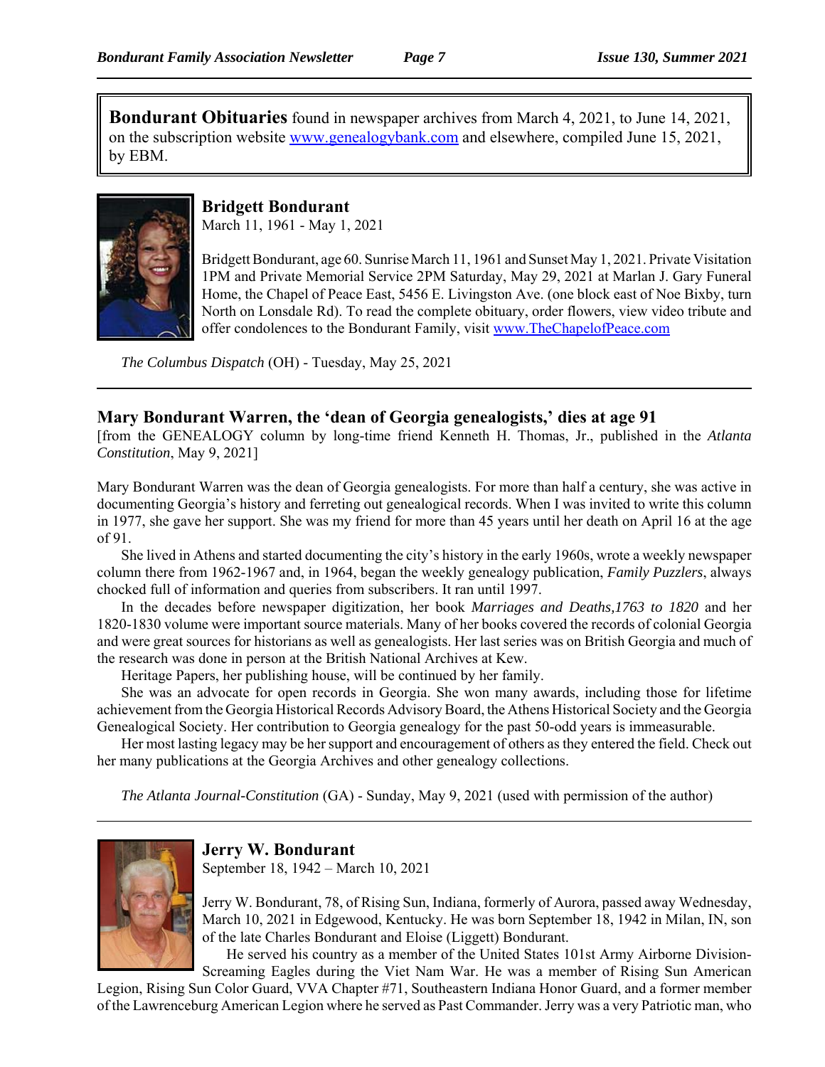**Bondurant Obituaries** found in newspaper archives from March 4, 2021, to June 14, 2021, on the subscription website [www.genealogybank.com](http://www.genealogybank.com) and elsewhere, compiled June 15, 2021, by EBM.

### Bridgett Bondurant

March 11, 1961 - May 1, 2021

Bridgett Bondurant, age 60. Sunrise March 11, 1961 and Sunset May 1, 2021. Private Visitation 1PM and Private Memorial Service 2PM Saturday, May 29, 2021 at Marlan J. Gary Funeral Home, the Chapel of Peace East, 5456 E. Livingston Ave. (one block east of Noe Bixby, turn North on Lonsdale Rd). To read the complete obituary, order flowers, view video tribute and offer condolences to the Bondurant Family, visit [www.TheChapelofPeace.com](http://www.TheChapelofPeace.com)

*The Columbus Dispatch* (OH) - Tuesday, May 25, 2021

---

### Mary Bondurant Warren, the 'dean of Georgia genealogists,' dies at age 91

[from the GENEALOGY column by long-time friend Kenneth H. Thomas, Jr., published in the *Atlanta Constitution*, May 9, 2021]

Mary Bondurant Warren was the dean of Georgia genealogists. For more than half a century, she was active in documenting Georgia's history and ferreting out genealogical records. When I was invited to write this column in 1977, she gave her support. She was my friend for more than 45 years until her death on April 16 at the age of 91.

She lived in Athens and started documenting the city's history in the early 1960s, wrote a weekly newspaper column there from 1962-1967 and, in 1964, began the weekly genealogy publication, *Family Puzzlers*, always chocked full of information and queries from subscribers. It ran until 1997.

In the decades before newspaper digitization, her book *Marriages and Deaths,1763 to 1820* and her 1820-1830 volume were important source materials. Many of her books covered the records of colonial Georgia and were great sources for historians as well as genealogists. Her last series was on British Georgia and much of the research was done in person at the British National Archives at Kew.

Heritage Papers, her publishing house, will be continued by her family.

She was an advocate for open records in Georgia. She won many awards, including those for lifetime achievement from the Georgia Historical Records Advisory Board, the Athens Historical Society and the Georgia Genealogical Society. Her contribution to Georgia genealogy for the past 50-odd years is immeasurable.

Her most lasting legacy may be her support and encouragement of others as they entered the field. Check out her many publications at the Georgia Archives and other genealogy collections.

*The Atlanta Journal-Constitution* (GA) - Sunday, May 9, 2021 (used with permission of the author)

---

### Jerry W. Bondurant

September 18, 1942 – March 10, 2021

Jerry W. Bondurant, 78, of Rising Sun, Indiana, formerly of Aurora, passed away Wednesday, March 10, 2021 in Edgewood, Kentucky. He was born September 18, 1942 in Milan, IN, son of the late Charles Bondurant and Eloise (Liggett) Bondurant.

He served his country as a member of the United States 101st Army Airborne Division-Screaming Eagles during the Viet Nam War. He was a member of Rising Sun American Legion, Rising Sun Color Guard, VVA Chapter #71, Southeastern Indiana Honor Guard, and a former member of the Lawrenceburg American Legion where he served as Past Commander. Jerry was a very Patriotic man, who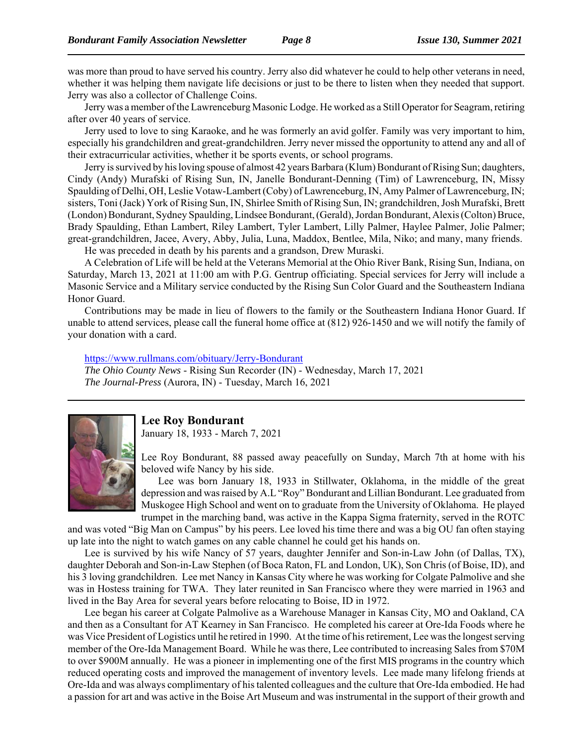was more than proud to have served his country. Jerry also did whatever he could to help other veterans in need, whether it was helping them navigate life decisions or just to be there to listen when they needed that support. Jerry was also a collector of Challenge Coins.

Jerry was a member of the Lawrenceburg Masonic Lodge. He worked as a Still Operator for Seagram, retiring after over 40 years of service.

Jerry used to love to sing Karaoke, and he was formerly an avid golfer. Family was very important to him, especially his grandchildren and great-grandchildren. Jerry never missed the opportunity to attend any and all of their extracurricular activities, whether it be sports events, or school programs.

Jerry is survived by his loving spouse of almost 42 years Barbara (Klum) Bondurant of Rising Sun; daughters, Cindy (Andy) Murafski of Rising Sun, IN, Janelle Bondurant-Denning (Tim) of Lawrenceburg, IN, Missy Spaulding of Delhi, OH, Leslie Votaw-Lambert (Coby) of Lawrenceburg, IN, Amy Palmer of Lawrenceburg, IN; sisters, Toni (Jack) York of Rising Sun, IN, Shirlee Smith of Rising Sun, IN; grandchildren, Josh Murafski, Brett (London) Bondurant, Sydney Spaulding, Lindsee Bondurant, (Gerald), Jordan Bondurant, Alexis (Colton) Bruce, Brady Spaulding, Ethan Lambert, Riley Lambert, Tyler Lambert, Lilly Palmer, Haylee Palmer, Jolie Palmer; great-grandchildren, Jacee, Avery, Abby, Julia, Luna, Maddox, Bentlee, Mila, Niko; and many, many friends.

He was preceded in death by his parents and a grandson, Drew Muraski.

A Celebration of Life will be held at the Veterans Memorial at the Ohio River Bank, Rising Sun, Indiana, on Saturday, March 13, 2021 at 11:00 am with P.G. Gentrup officiating. Special services for Jerry will include a Masonic Service and a Military service conducted by the Rising Sun Color Guard and the Southeastern Indiana Honor Guard.

Contributions may be made in lieu of flowers to the family or the Southeastern Indiana Honor Guard. If unable to attend services, please call the funeral home office at (812) 926-1450 and we will notify the family of your donation with a card.

https://www.rullmans.com/obituary/Jerry-Bondurant
*The Ohio County News* - Rising Sun Recorder (IN) - Wednesday, March 17, 2021
*The Journal-Press* (Aurora, IN) - Tuesday, March 16, 2021

---

## Lee Roy Bondurant

January 18, 1933 - March 7, 2021

Lee Roy Bondurant, 88 passed away peacefully on Sunday, March 7th at home with his beloved wife Nancy by his side.

Lee was born January 18, 1933 in Stillwater, Oklahoma, in the middle of the great depression and was raised by A.L "Roy" Bondurant and Lillian Bondurant. Lee graduated from Muskogee High School and went on to graduate from the University of Oklahoma. He played trumpet in the marching band, was active in the Kappa Sigma fraternity, served in the ROTC and was voted "Big Man on Campus" by his peers. Lee loved his time there and was a big OU fan often staying up late into the night to watch games on any cable channel he could get his hands on.

Lee is survived by his wife Nancy of 57 years, daughter Jennifer and Son-in-Law John (of Dallas, TX), daughter Deborah and Son-in-Law Stephen (of Boca Raton, FL and London, UK), Son Chris (of Boise, ID), and his 3 loving grandchildren. Lee met Nancy in Kansas City where he was working for Colgate Palmolive and she was in Hostess training for TWA. They later reunited in San Francisco where they were married in 1963 and lived in the Bay Area for several years before relocating to Boise, ID in 1972.

Lee began his career at Colgate Palmolive as a Warehouse Manager in Kansas City, MO and Oakland, CA and then as a Consultant for AT Kearney in San Francisco. He completed his career at Ore-Ida Foods where he was Vice President of Logistics until he retired in 1990. At the time of his retirement, Lee was the longest serving member of the Ore-Ida Management Board. While he was there, Lee contributed to increasing Sales from $70M to over $900M annually. He was a pioneer in implementing one of the first MIS programs in the country which reduced operating costs and improved the management of inventory levels. Lee made many lifelong friends at Ore-Ida and was always complimentary of his talented colleagues and the culture that Ore-Ida embodied. He had a passion for art and was active in the Boise Art Museum and was instrumental in the support of their growth and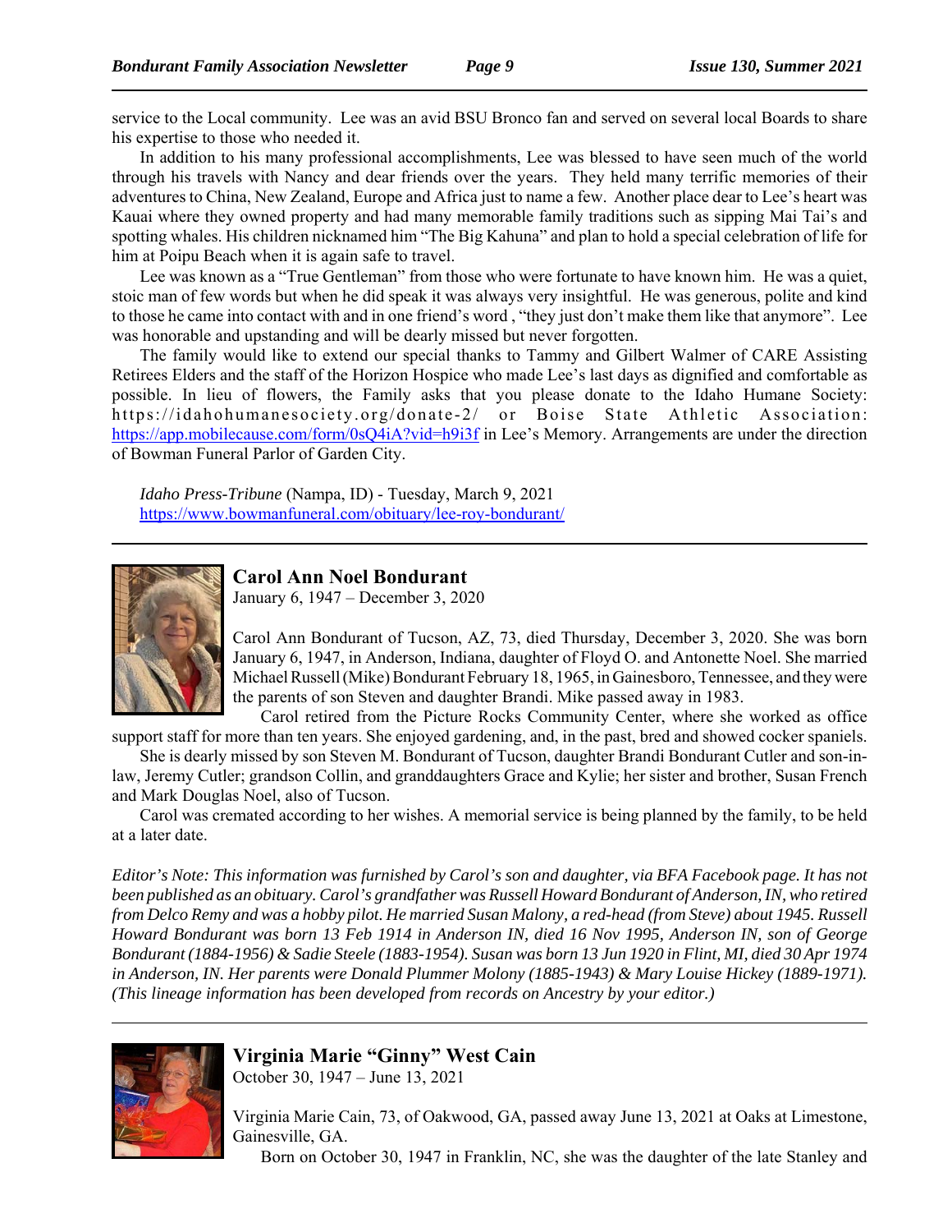service to the Local community. Lee was an avid BSU Bronco fan and served on several local Boards to share his expertise to those who needed it.

In addition to his many professional accomplishments, Lee was blessed to have seen much of the world through his travels with Nancy and dear friends over the years. They held many terrific memories of their adventures to China, New Zealand, Europe and Africa just to name a few. Another place dear to Lee's heart was Kauai where they owned property and had many memorable family traditions such as sipping Mai Tai's and spotting whales. His children nicknamed him "The Big Kahuna" and plan to hold a special celebration of life for him at Poipu Beach when it is again safe to travel.

Lee was known as a "True Gentleman" from those who were fortunate to have known him. He was a quiet, stoic man of few words but when he did speak it was always very insightful. He was generous, polite and kind to those he came into contact with and in one friend's word , "they just don't make them like that anymore". Lee was honorable and upstanding and will be dearly missed but never forgotten.

The family would like to extend our special thanks to Tammy and Gilbert Walmer of CARE Assisting Retirees Elders and the staff of the Horizon Hospice who made Lee's last days as dignified and comfortable as possible. In lieu of flowers, the Family asks that you please donate to the Idaho Humane Society: https://idahohumanesociety.org/donate-2/ or Boise State Athletic Association: https://app.mobilecause.com/form/0sQ4iA?vid=h9i3f in Lee's Memory. Arrangements are under the direction of Bowman Funeral Parlor of Garden City.

*Idaho Press-Tribune* (Nampa, ID) - Tuesday, March 9, 2021
https://www.bowmanfuneral.com/obituary/lee-roy-bondurant/

---

## Carol Ann Noel Bondurant

January 6, 1947 – December 3, 2020

Carol Ann Bondurant of Tucson, AZ, 73, died Thursday, December 3, 2020. She was born January 6, 1947, in Anderson, Indiana, daughter of Floyd O. and Antonette Noel. She married Michael Russell (Mike) Bondurant February 18, 1965, in Gainesboro, Tennessee, and they were the parents of son Steven and daughter Brandi. Mike passed away in 1983.

Carol retired from the Picture Rocks Community Center, where she worked as office support staff for more than ten years. She enjoyed gardening, and, in the past, bred and showed cocker spaniels.

She is dearly missed by son Steven M. Bondurant of Tucson, daughter Brandi Bondurant Cutler and son-in-law, Jeremy Cutler; grandson Collin, and granddaughters Grace and Kylie; her sister and brother, Susan French and Mark Douglas Noel, also of Tucson.

Carol was cremated according to her wishes. A memorial service is being planned by the family, to be held at a later date.

*Editor's Note: This information was furnished by Carol's son and daughter, via BFA Facebook page. It has not been published as an obituary. Carol's grandfather was Russell Howard Bondurant of Anderson, IN, who retired from Delco Remy and was a hobby pilot. He married Susan Malony, a red-head (from Steve) about 1945. Russell Howard Bondurant was born 13 Feb 1914 in Anderson IN, died 16 Nov 1995, Anderson IN, son of George Bondurant (1884-1956) & Sadie Steele (1883-1954). Susan was born 13 Jun 1920 in Flint, MI, died 30 Apr 1974 in Anderson, IN. Her parents were Donald Plummer Molony (1885-1943) & Mary Louise Hickey (1889-1971). (This lineage information has been developed from records on Ancestry by your editor.)*

---

## Virginia Marie "Ginny" West Cain

October 30, 1947 – June 13, 2021

Virginia Marie Cain, 73, of Oakwood, GA, passed away June 13, 2021 at Oaks at Limestone, Gainesville, GA.

Born on October 30, 1947 in Franklin, NC, she was the daughter of the late Stanley and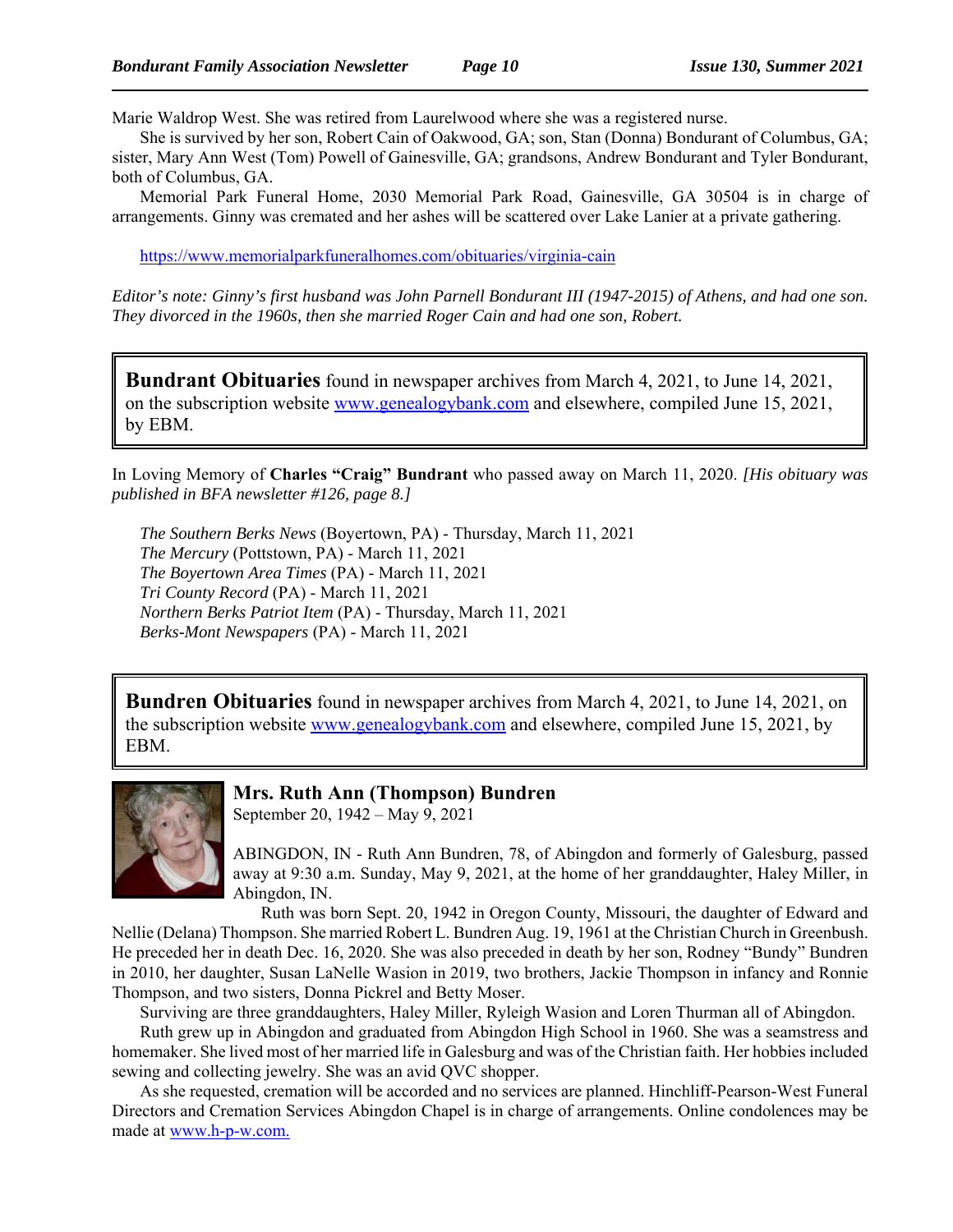Marie Waldrop West. She was retired from Laurelwood where she was a registered nurse.

She is survived by her son, Robert Cain of Oakwood, GA; son, Stan (Donna) Bondurant of Columbus, GA; sister, Mary Ann West (Tom) Powell of Gainesville, GA; grandsons, Andrew Bondurant and Tyler Bondurant, both of Columbus, GA.

Memorial Park Funeral Home, 2030 Memorial Park Road, Gainesville, GA 30504 is in charge of arrangements. Ginny was cremated and her ashes will be scattered over Lake Lanier at a private gathering.

https://www.memorialparkfuneralhomes.com/obituaries/virginia-cain

*Editor's note: Ginny's first husband was John Parnell Bondurant III (1947-2015) of Athens, and had one son. They divorced in the 1960s, then she married Roger Cain and had one son, Robert.*

**Bundrant Obituaries** found in newspaper archives from March 4, 2021, to June 14, 2021, on the subscription website www.genealogybank.com and elsewhere, compiled June 15, 2021, by EBM.

In Loving Memory of **Charles "Craig" Bundrant** who passed away on March 11, 2020. *[His obituary was published in BFA newsletter #126, page 8.]*

*The Southern Berks News* (Boyertown, PA) - Thursday, March 11, 2021
*The Mercury* (Pottstown, PA) - March 11, 2021
*The Boyertown Area Times* (PA) - March 11, 2021
*Tri County Record* (PA) - March 11, 2021
*Northern Berks Patriot Item* (PA) - Thursday, March 11, 2021
*Berks-Mont Newspapers* (PA) - March 11, 2021

**Bundren Obituaries** found in newspaper archives from March 4, 2021, to June 14, 2021, on the subscription website www.genealogybank.com and elsewhere, compiled June 15, 2021, by EBM.

### Mrs. Ruth Ann (Thompson) Bundren

September 20, 1942 – May 9, 2021

ABINGDON, IN - Ruth Ann Bundren, 78, of Abingdon and formerly of Galesburg, passed away at 9:30 a.m. Sunday, May 9, 2021, at the home of her granddaughter, Haley Miller, in Abingdon, IN.

Ruth was born Sept. 20, 1942 in Oregon County, Missouri, the daughter of Edward and Nellie (Delana) Thompson. She married Robert L. Bundren Aug. 19, 1961 at the Christian Church in Greenbush. He preceded her in death Dec. 16, 2020. She was also preceded in death by her son, Rodney "Bundy" Bundren in 2010, her daughter, Susan LaNelle Wasion in 2019, two brothers, Jackie Thompson in infancy and Ronnie Thompson, and two sisters, Donna Pickrel and Betty Moser.

Surviving are three granddaughters, Haley Miller, Ryleigh Wasion and Loren Thurman all of Abingdon.

Ruth grew up in Abingdon and graduated from Abingdon High School in 1960. She was a seamstress and homemaker. She lived most of her married life in Galesburg and was of the Christian faith. Her hobbies included sewing and collecting jewelry. She was an avid QVC shopper.

As she requested, cremation will be accorded and no services are planned. Hinchliff-Pearson-West Funeral Directors and Cremation Services Abingdon Chapel is in charge of arrangements. Online condolences may be made at www.h-p-w.com.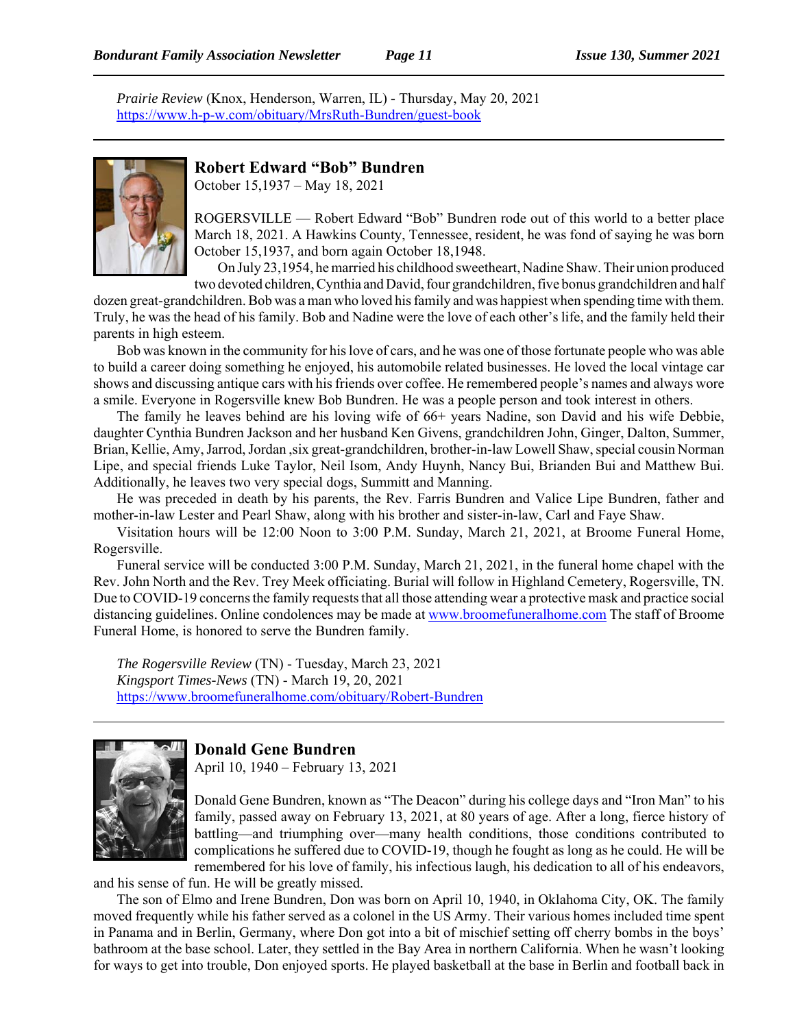*Prairie Review* (Knox, Henderson, Warren, IL) - Thursday, May 20, 2021
https://www.h-p-w.com/obituary/MrsRuth-Bundren/guest-book

---

## Robert Edward "Bob" Bundren

October 15,1937 – May 18, 2021

ROGERSVILLE — Robert Edward "Bob" Bundren rode out of this world to a better place March 18, 2021. A Hawkins County, Tennessee, resident, he was fond of saying he was born October 15,1937, and born again October 18,1948.

On July 23,1954, he married his childhood sweetheart, Nadine Shaw. Their union produced two devoted children, Cynthia and David, four grandchildren, five bonus grandchildren and half dozen great-grandchildren. Bob was a man who loved his family and was happiest when spending time with them. Truly, he was the head of his family. Bob and Nadine were the love of each other's life, and the family held their parents in high esteem.

Bob was known in the community for his love of cars, and he was one of those fortunate people who was able to build a career doing something he enjoyed, his automobile related businesses. He loved the local vintage car shows and discussing antique cars with his friends over coffee. He remembered people's names and always wore a smile. Everyone in Rogersville knew Bob Bundren. He was a people person and took interest in others.

The family he leaves behind are his loving wife of 66+ years Nadine, son David and his wife Debbie, daughter Cynthia Bundren Jackson and her husband Ken Givens, grandchildren John, Ginger, Dalton, Summer, Brian, Kellie, Amy, Jarrod, Jordan ,six great-grandchildren, brother-in-law Lowell Shaw, special cousin Norman Lipe, and special friends Luke Taylor, Neil Isom, Andy Huynh, Nancy Bui, Brianden Bui and Matthew Bui. Additionally, he leaves two very special dogs, Summitt and Manning.

He was preceded in death by his parents, the Rev. Farris Bundren and Valice Lipe Bundren, father and mother-in-law Lester and Pearl Shaw, along with his brother and sister-in-law, Carl and Faye Shaw.

Visitation hours will be 12:00 Noon to 3:00 P.M. Sunday, March 21, 2021, at Broome Funeral Home, Rogersville.

Funeral service will be conducted 3:00 P.M. Sunday, March 21, 2021, in the funeral home chapel with the Rev. John North and the Rev. Trey Meek officiating. Burial will follow in Highland Cemetery, Rogersville, TN. Due to COVID-19 concerns the family requests that all those attending wear a protective mask and practice social distancing guidelines. Online condolences may be made at www.broomefuneralhome.com The staff of Broome Funeral Home, is honored to serve the Bundren family.

*The Rogersville Review* (TN) - Tuesday, March 23, 2021
*Kingsport Times-News* (TN) - March 19, 20, 2021
https://www.broomefuneralhome.com/obituary/Robert-Bundren

---

## Donald Gene Bundren

April 10, 1940 – February 13, 2021

Donald Gene Bundren, known as "The Deacon" during his college days and "Iron Man" to his family, passed away on February 13, 2021, at 80 years of age. After a long, fierce history of battling—and triumphing over—many health conditions, those conditions contributed to complications he suffered due to COVID-19, though he fought as long as he could. He will be remembered for his love of family, his infectious laugh, his dedication to all of his endeavors, and his sense of fun. He will be greatly missed.

The son of Elmo and Irene Bundren, Don was born on April 10, 1940, in Oklahoma City, OK. The family moved frequently while his father served as a colonel in the US Army. Their various homes included time spent in Panama and in Berlin, Germany, where Don got into a bit of mischief setting off cherry bombs in the boys' bathroom at the base school. Later, they settled in the Bay Area in northern California. When he wasn't looking for ways to get into trouble, Don enjoyed sports. He played basketball at the base in Berlin and football back in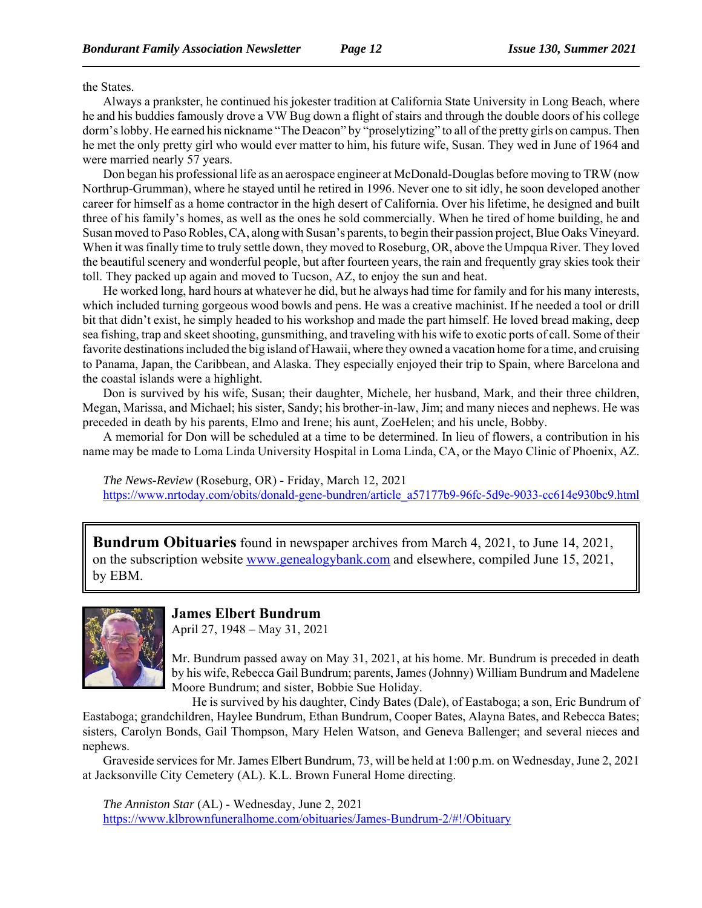the States.

Always a prankster, he continued his jokester tradition at California State University in Long Beach, where he and his buddies famously drove a VW Bug down a flight of stairs and through the double doors of his college dorm's lobby. He earned his nickname "The Deacon" by "proselytizing" to all of the pretty girls on campus. Then he met the only pretty girl who would ever matter to him, his future wife, Susan. They wed in June of 1964 and were married nearly 57 years.

Don began his professional life as an aerospace engineer at McDonald-Douglas before moving to TRW (now Northrup-Grumman), where he stayed until he retired in 1996. Never one to sit idly, he soon developed another career for himself as a home contractor in the high desert of California. Over his lifetime, he designed and built three of his family's homes, as well as the ones he sold commercially. When he tired of home building, he and Susan moved to Paso Robles, CA, along with Susan's parents, to begin their passion project, Blue Oaks Vineyard. When it was finally time to truly settle down, they moved to Roseburg, OR, above the Umpqua River. They loved the beautiful scenery and wonderful people, but after fourteen years, the rain and frequently gray skies took their toll. They packed up again and moved to Tucson, AZ, to enjoy the sun and heat.

He worked long, hard hours at whatever he did, but he always had time for family and for his many interests, which included turning gorgeous wood bowls and pens. He was a creative machinist. If he needed a tool or drill bit that didn't exist, he simply headed to his workshop and made the part himself. He loved bread making, deep sea fishing, trap and skeet shooting, gunsmithing, and traveling with his wife to exotic ports of call. Some of their favorite destinations included the big island of Hawaii, where they owned a vacation home for a time, and cruising to Panama, Japan, the Caribbean, and Alaska. They especially enjoyed their trip to Spain, where Barcelona and the coastal islands were a highlight.

Don is survived by his wife, Susan; their daughter, Michele, her husband, Mark, and their three children, Megan, Marissa, and Michael; his sister, Sandy; his brother-in-law, Jim; and many nieces and nephews. He was preceded in death by his parents, Elmo and Irene; his aunt, ZoeHelen; and his uncle, Bobby.

A memorial for Don will be scheduled at a time to be determined. In lieu of flowers, a contribution in his name may be made to Loma Linda University Hospital in Loma Linda, CA, or the Mayo Clinic of Phoenix, AZ.

*The News-Review* (Roseburg, OR) - Friday, March 12, 2021
https://www.nrtoday.com/obits/donald-gene-bundren/article_a57177b9-96fc-5d9e-9033-cc614e930bc9.html

**Bundrum Obituaries** found in newspaper archives from March 4, 2021, to June 14, 2021, on the subscription website www.genealogybank.com and elsewhere, compiled June 15, 2021, by EBM.

### James Elbert Bundrum

April 27, 1948 – May 31, 2021

Mr. Bundrum passed away on May 31, 2021, at his home. Mr. Bundrum is preceded in death by his wife, Rebecca Gail Bundrum; parents, James (Johnny) William Bundrum and Madelene Moore Bundrum; and sister, Bobbie Sue Holiday.

He is survived by his daughter, Cindy Bates (Dale), of Eastaboga; a son, Eric Bundrum of Eastaboga; grandchildren, Haylee Bundrum, Ethan Bundrum, Cooper Bates, Alayna Bates, and Rebecca Bates; sisters, Carolyn Bonds, Gail Thompson, Mary Helen Watson, and Geneva Ballenger; and several nieces and nephews.

Graveside services for Mr. James Elbert Bundrum, 73, will be held at 1:00 p.m. on Wednesday, June 2, 2021 at Jacksonville City Cemetery (AL). K.L. Brown Funeral Home directing.

*The Anniston Star* (AL) - Wednesday, June 2, 2021
https://www.klbrownfuneralhome.com/obituaries/James-Bundrum-2/#!/Obituary